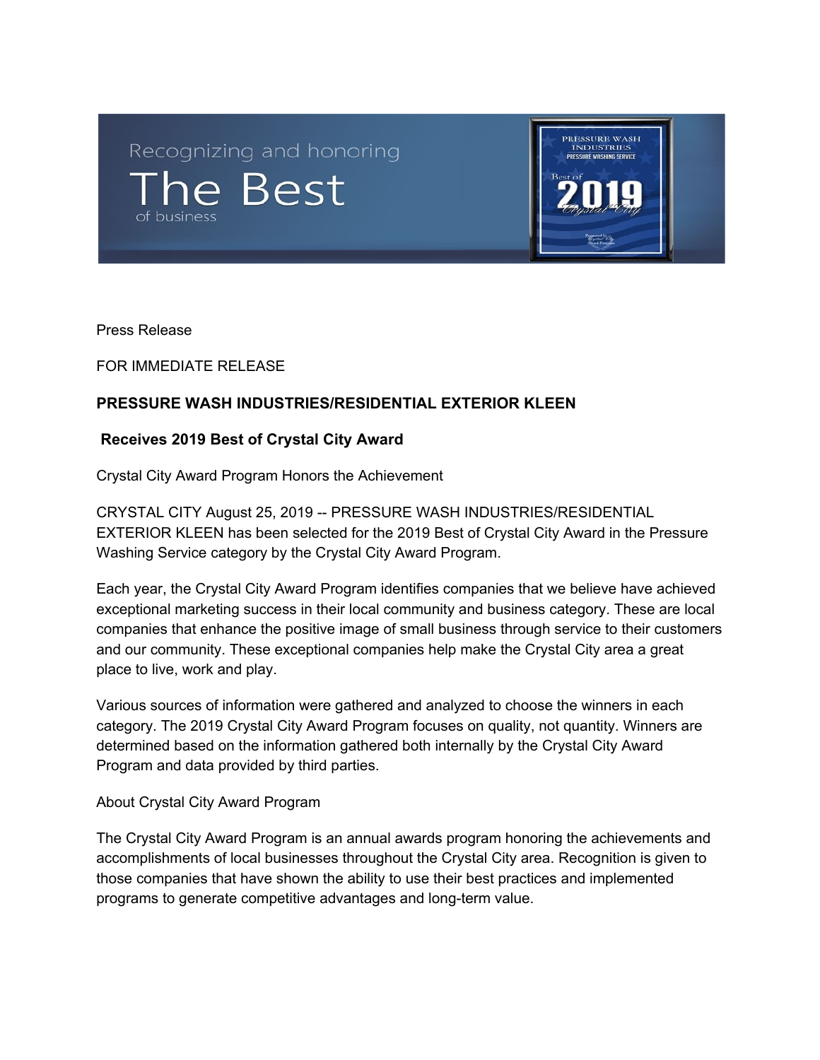Press Release

FOR IMMEDIATE RELEASE

**PRESSURE WASH INDUSTRIES/RESIDENTIAL EXTERIOR KLEEN**

**Receives 2019 Best of Crystal City Award**

Crystal City Award Program Honors the Achievement

CRYSTAL CITY August 25, 2019 -- PRESSURE WASH INDUSTRIES/RESIDENTIAL EXTERIOR KLEEN has been selected for the 2019 Best of Crystal City Award in the Pressure Washing Service category by the Crystal City Award Program.

Each year, the Crystal City Award Program identifies companies that we believe have achieved exceptional marketing success in their local community and business category. These are local companies that enhance the positive image of small business through service to their customers and our community. These exceptional companies help make the Crystal City area a great place to live, work and play.

Various sources of information were gathered and analyzed to choose the winners in each category. The 2019 Crystal City Award Program focuses on quality, not quantity. Winners are determined based on the information gathered both internally by the Crystal City Award Program and data provided by third parties.

About Crystal City Award Program

The Crystal City Award Program is an annual awards program honoring the achievements and accomplishments of local businesses throughout the Crystal City area. Recognition is given to those companies that have shown the ability to use their best practices and implemented programs to generate competitive advantages and long-term value.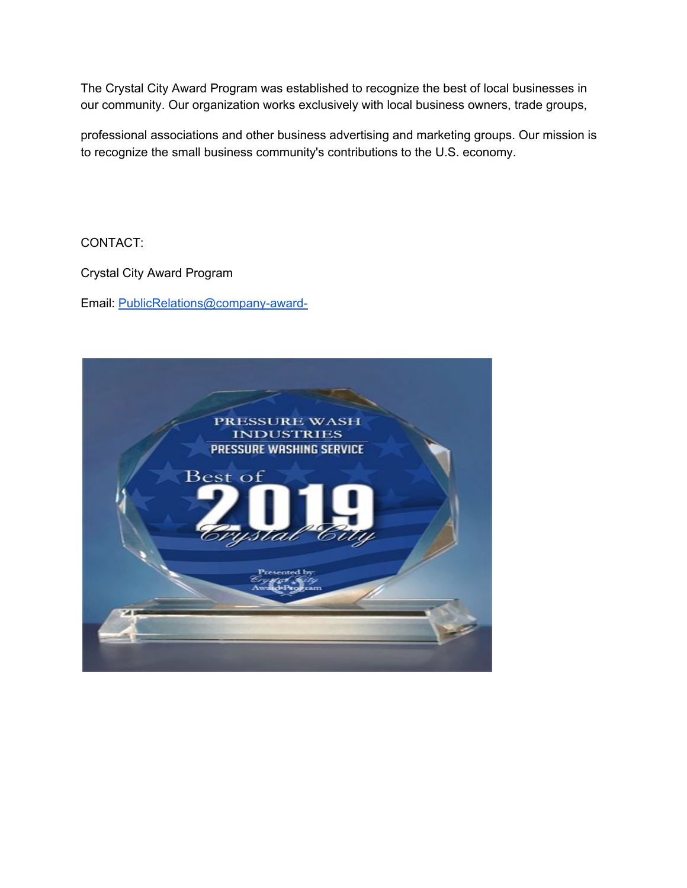The Crystal City Award Program was established to recognize the best of local businesses in our community. Our organization works exclusively with local business owners, trade groups,

professional associations and other business advertising and marketing groups. Our mission is to recognize the small business community's contributions to the U.S. economy.

CONTACT:

Crystal City Award Program

Email: PublicRelations@company-award-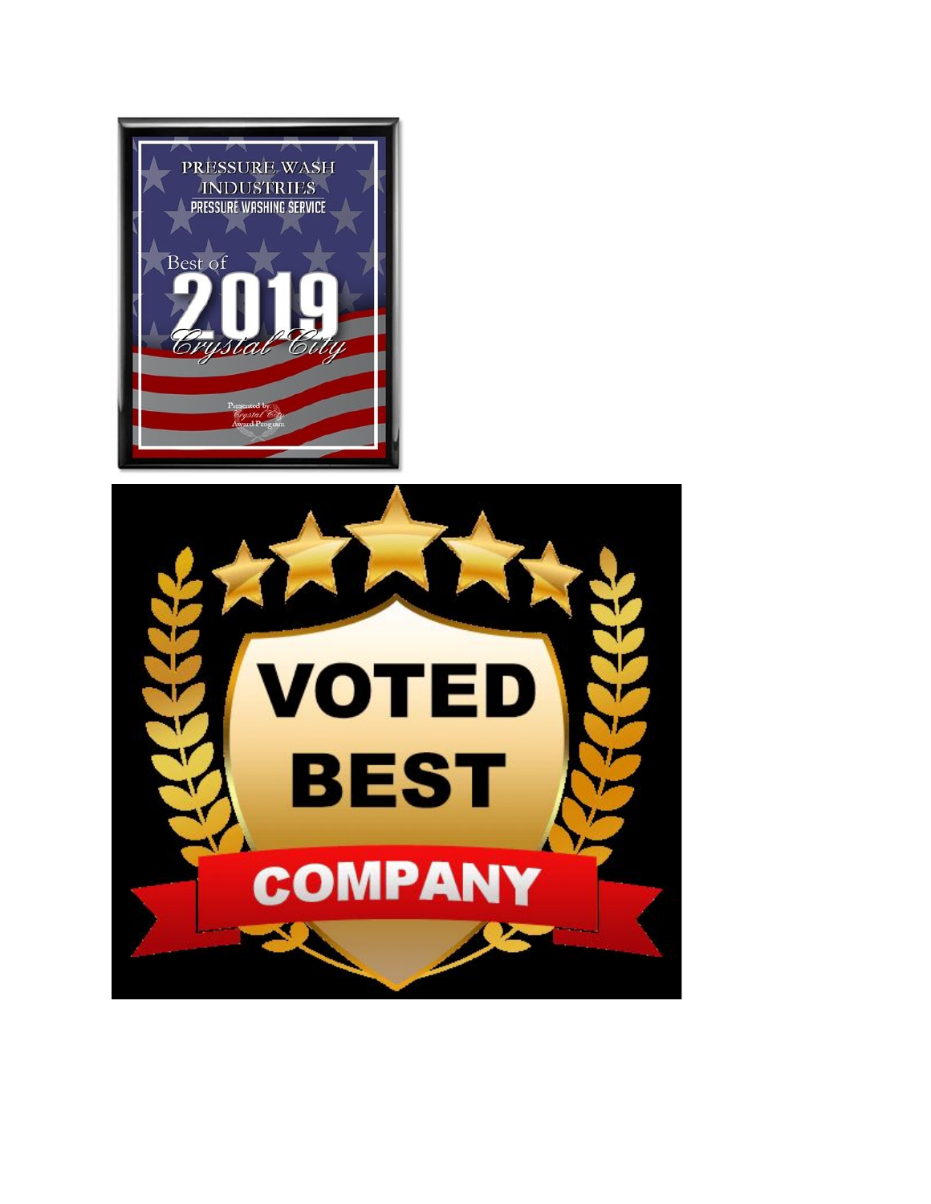PRESSURE WASH INDUSTRIES

PRESSURE WASHING SERVICE

Best of

2019

Crystal City

Presented by Crystal City Award Program

VOTED BEST

COMPANY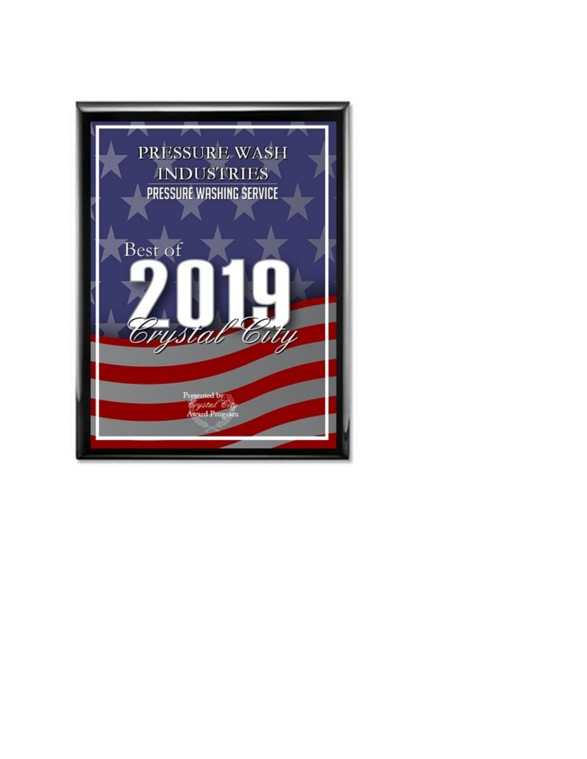PRESSURE WASH INDUSTRIES

PRESSURE WASHING SERVICE

Best of

2019

Crystal City

Presented by:
Crystal City
Award Program